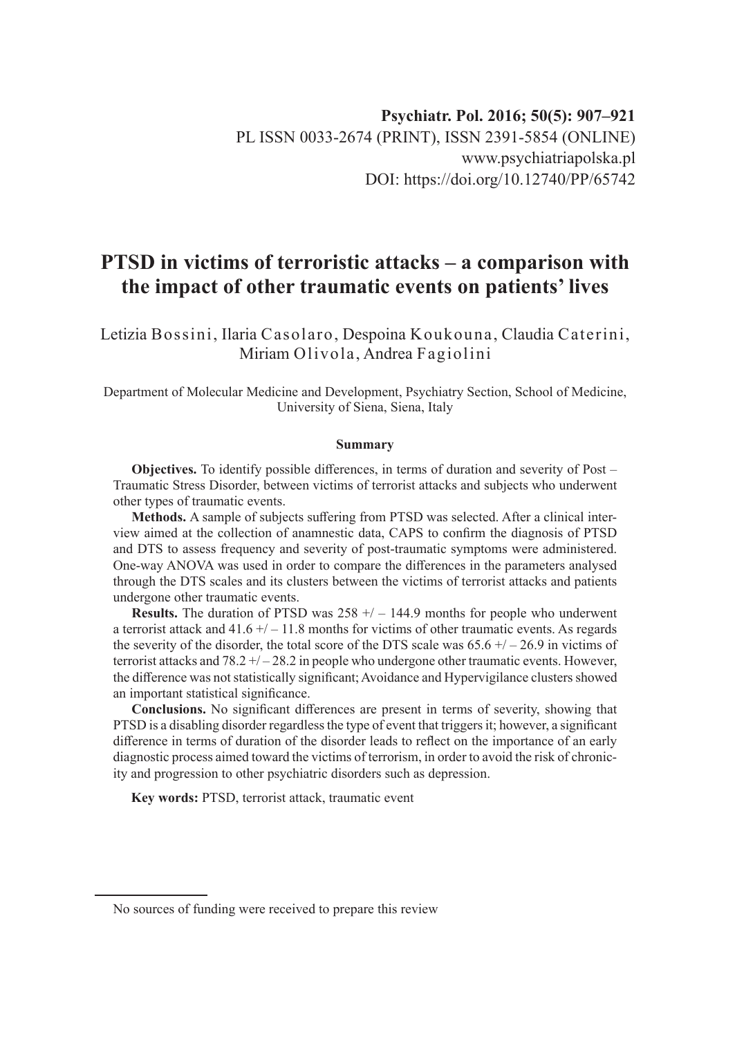Psychiatr. Pol. 2016; 50(5): 907–921
PL ISSN 0033-2674 (PRINT), ISSN 2391-5854 (ONLINE)
www.psychiatriapolska.pl
DOI: https://doi.org/10.12740/PP/65742

# PTSD in victims of terroristic attacks – a comparison with the impact of other traumatic events on patients' lives

Letizia Bossini, Ilaria Casolaro, Despoina Koukouna, Claudia Caterini, Miriam Olivola, Andrea Fagiolini

Department of Molecular Medicine and Development, Psychiatry Section, School of Medicine, University of Siena, Siena, Italy

### Summary

**Objectives.** To identify possible differences, in terms of duration and severity of Post – Traumatic Stress Disorder, between victims of terrorist attacks and subjects who underwent other types of traumatic events.

**Methods.** A sample of subjects suffering from PTSD was selected. After a clinical interview aimed at the collection of anamnestic data, CAPS to confirm the diagnosis of PTSD and DTS to assess frequency and severity of post-traumatic symptoms were administered. One-way ANOVA was used in order to compare the differences in the parameters analysed through the DTS scales and its clusters between the victims of terrorist attacks and patients undergone other traumatic events.

**Results.** The duration of PTSD was 258 +/ – 144.9 months for people who underwent a terrorist attack and 41.6 +/ – 11.8 months for victims of other traumatic events. As regards the severity of the disorder, the total score of the DTS scale was 65.6 +/ – 26.9 in victims of terrorist attacks and 78.2 +/ – 28.2 in people who undergone other traumatic events. However, the difference was not statistically significant; Avoidance and Hypervigilance clusters showed an important statistical significance.

**Conclusions.** No significant differences are present in terms of severity, showing that PTSD is a disabling disorder regardless the type of event that triggers it; however, a significant difference in terms of duration of the disorder leads to reflect on the importance of an early diagnostic process aimed toward the victims of terrorism, in order to avoid the risk of chronicity and progression to other psychiatric disorders such as depression.

**Key words:** PTSD, terrorist attack, traumatic event

No sources of funding were received to prepare this review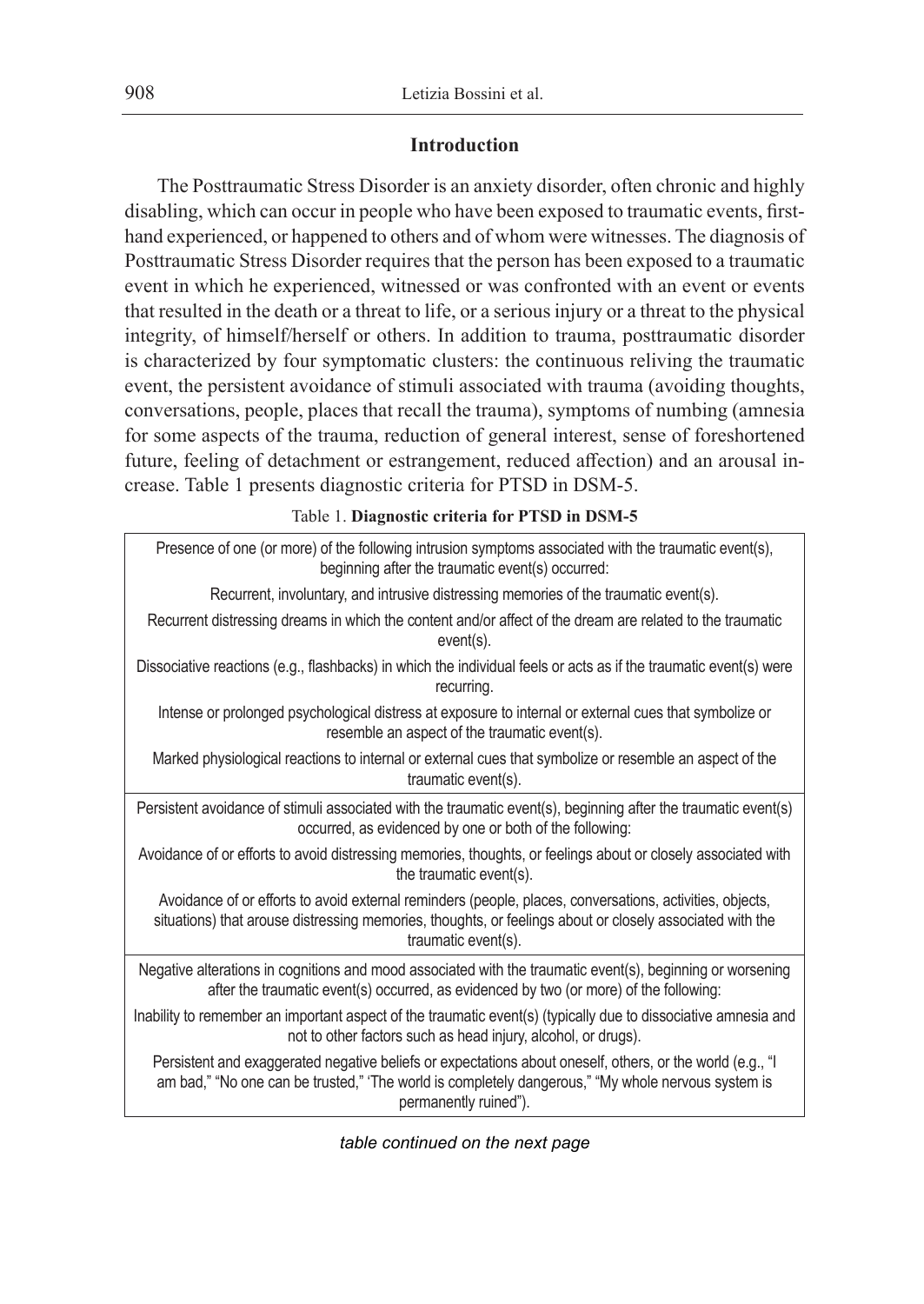## Introduction

The Posttraumatic Stress Disorder is an anxiety disorder, often chronic and highly disabling, which can occur in people who have been exposed to traumatic events, first-hand experienced, or happened to others and of whom were witnesses. The diagnosis of Posttraumatic Stress Disorder requires that the person has been exposed to a traumatic event in which he experienced, witnessed or was confronted with an event or events that resulted in the death or a threat to life, or a serious injury or a threat to the physical integrity, of himself/herself or others. In addition to trauma, posttraumatic disorder is characterized by four symptomatic clusters: the continuous reliving the traumatic event, the persistent avoidance of stimuli associated with trauma (avoiding thoughts, conversations, people, places that recall the trauma), symptoms of numbing (amnesia for some aspects of the trauma, reduction of general interest, sense of foreshortened future, feeling of detachment or estrangement, reduced affection) and an arousal increase. Table 1 presents diagnostic criteria for PTSD in DSM-5.

Table 1. **Diagnostic criteria for PTSD in DSM-5**

| |
|---|
| Presence of one (or more) of the following intrusion symptoms associated with the traumatic event(s), beginning after the traumatic event(s) occurred:<br>Recurrent, involuntary, and intrusive distressing memories of the traumatic event(s).<br>Recurrent distressing dreams in which the content and/or affect of the dream are related to the traumatic event(s).<br>Dissociative reactions (e.g., flashbacks) in which the individual feels or acts as if the traumatic event(s) were recurring.<br>Intense or prolonged psychological distress at exposure to internal or external cues that symbolize or resemble an aspect of the traumatic event(s).<br>Marked physiological reactions to internal or external cues that symbolize or resemble an aspect of the traumatic event(s). |
| Persistent avoidance of stimuli associated with the traumatic event(s), beginning after the traumatic event(s) occurred, as evidenced by one or both of the following:<br>Avoidance of or efforts to avoid distressing memories, thoughts, or feelings about or closely associated with the traumatic event(s).<br>Avoidance of or efforts to avoid external reminders (people, places, conversations, activities, objects, situations) that arouse distressing memories, thoughts, or feelings about or closely associated with the traumatic event(s). |
| Negative alterations in cognitions and mood associated with the traumatic event(s), beginning or worsening after the traumatic event(s) occurred, as evidenced by two (or more) of the following:<br>Inability to remember an important aspect of the traumatic event(s) (typically due to dissociative amnesia and not to other factors such as head injury, alcohol, or drugs).<br>Persistent and exaggerated negative beliefs or expectations about oneself, others, or the world (e.g., "I am bad," "No one can be trusted," 'The world is completely dangerous," "My whole nervous system is permanently ruined"). |

*table continued on the next page*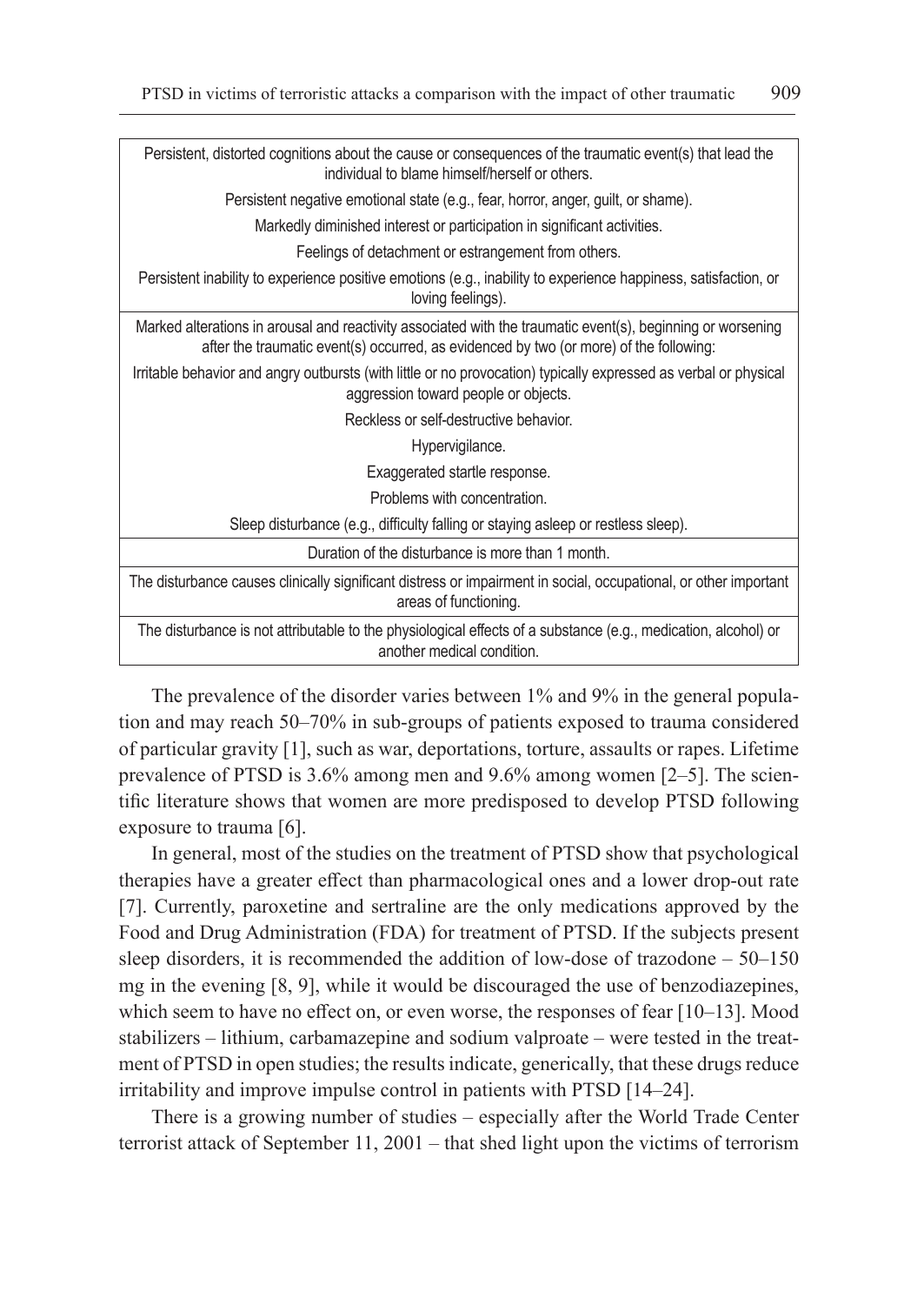| |
|---|
| Persistent, distorted cognitions about the cause or consequences of the traumatic event(s) that lead the individual to blame himself/herself or others. |
| Persistent negative emotional state (e.g., fear, horror, anger, guilt, or shame). |
| Markedly diminished interest or participation in significant activities. |
| Feelings of detachment or estrangement from others. |
| Persistent inability to experience positive emotions (e.g., inability to experience happiness, satisfaction, or loving feelings). |
| Marked alterations in arousal and reactivity associated with the traumatic event(s), beginning or worsening after the traumatic event(s) occurred, as evidenced by two (or more) of the following: |
| Irritable behavior and angry outbursts (with little or no provocation) typically expressed as verbal or physical aggression toward people or objects. |
| Reckless or self-destructive behavior. |
| Hypervigilance. |
| Exaggerated startle response. |
| Problems with concentration. |
| Sleep disturbance (e.g., difficulty falling or staying asleep or restless sleep). |
| Duration of the disturbance is more than 1 month. |
| The disturbance causes clinically significant distress or impairment in social, occupational, or other important areas of functioning. |
| The disturbance is not attributable to the physiological effects of a substance (e.g., medication, alcohol) or another medical condition. |

The prevalence of the disorder varies between 1% and 9% in the general population and may reach 50–70% in sub-groups of patients exposed to trauma considered of particular gravity [1], such as war, deportations, torture, assaults or rapes. Lifetime prevalence of PTSD is 3.6% among men and 9.6% among women [2–5]. The scientific literature shows that women are more predisposed to develop PTSD following exposure to trauma [6].

In general, most of the studies on the treatment of PTSD show that psychological therapies have a greater effect than pharmacological ones and a lower drop-out rate [7]. Currently, paroxetine and sertraline are the only medications approved by the Food and Drug Administration (FDA) for treatment of PTSD. If the subjects present sleep disorders, it is recommended the addition of low-dose of trazodone – 50–150 mg in the evening [8, 9], while it would be discouraged the use of benzodiazepines, which seem to have no effect on, or even worse, the responses of fear [10–13]. Mood stabilizers – lithium, carbamazepine and sodium valproate – were tested in the treatment of PTSD in open studies; the results indicate, generically, that these drugs reduce irritability and improve impulse control in patients with PTSD [14–24].

There is a growing number of studies – especially after the World Trade Center terrorist attack of September 11, 2001 – that shed light upon the victims of terrorism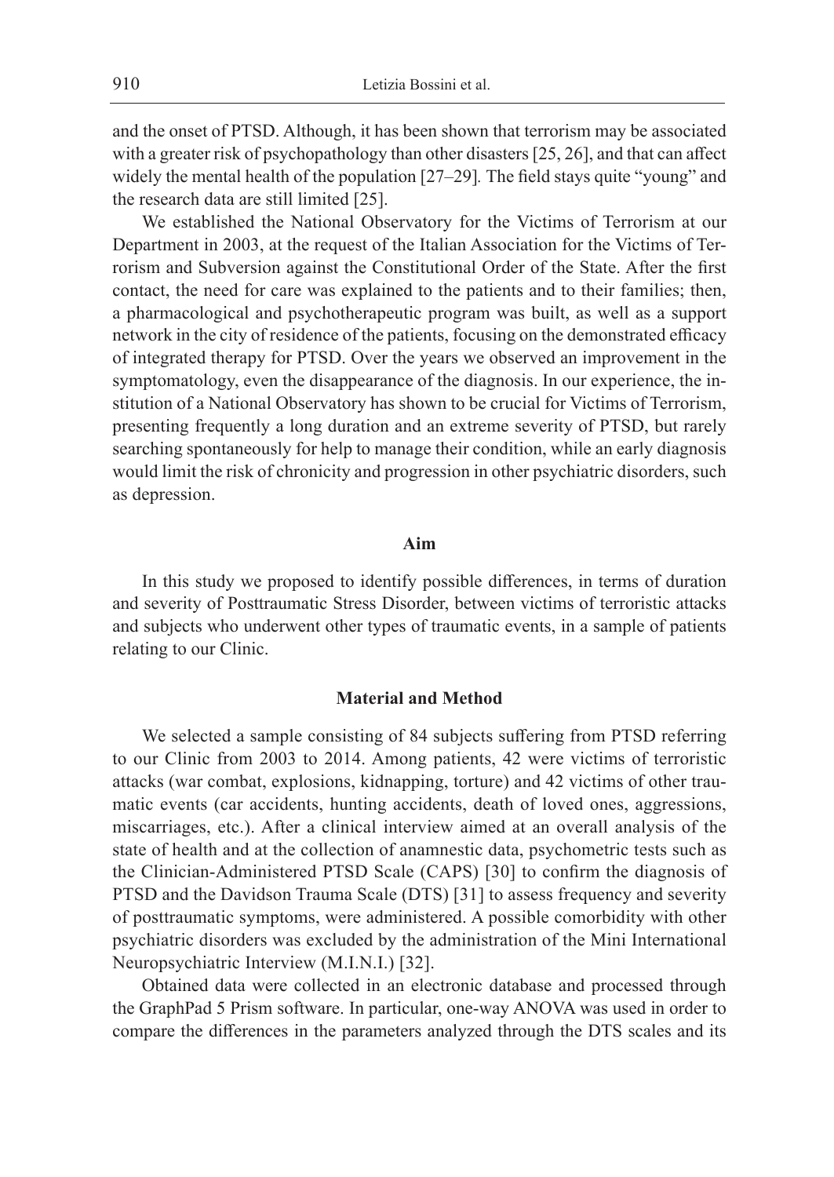and the onset of PTSD. Although, it has been shown that terrorism may be associated with a greater risk of psychopathology than other disasters [25, 26], and that can affect widely the mental health of the population [27–29]*.* The field stays quite "young" and the research data are still limited [25].

We established the National Observatory for the Victims of Terrorism at our Department in 2003, at the request of the Italian Association for the Victims of Terrorism and Subversion against the Constitutional Order of the State. After the first contact, the need for care was explained to the patients and to their families; then, a pharmacological and psychotherapeutic program was built, as well as a support network in the city of residence of the patients, focusing on the demonstrated efficacy of integrated therapy for PTSD. Over the years we observed an improvement in the symptomatology, even the disappearance of the diagnosis. In our experience, the institution of a National Observatory has shown to be crucial for Victims of Terrorism, presenting frequently a long duration and an extreme severity of PTSD, but rarely searching spontaneously for help to manage their condition, while an early diagnosis would limit the risk of chronicity and progression in other psychiatric disorders, such as depression.

## Aim

In this study we proposed to identify possible differences, in terms of duration and severity of Posttraumatic Stress Disorder, between victims of terroristic attacks and subjects who underwent other types of traumatic events, in a sample of patients relating to our Clinic.

## Material and Method

We selected a sample consisting of 84 subjects suffering from PTSD referring to our Clinic from 2003 to 2014. Among patients, 42 were victims of terroristic attacks (war combat, explosions, kidnapping, torture) and 42 victims of other traumatic events (car accidents, hunting accidents, death of loved ones, aggressions, miscarriages, etc.). After a clinical interview aimed at an overall analysis of the state of health and at the collection of anamnestic data, psychometric tests such as the Clinician-Administered PTSD Scale (CAPS) [30] to confirm the diagnosis of PTSD and the Davidson Trauma Scale (DTS) [31] to assess frequency and severity of posttraumatic symptoms, were administered. A possible comorbidity with other psychiatric disorders was excluded by the administration of the Mini International Neuropsychiatric Interview (M.I.N.I.) [32].

Obtained data were collected in an electronic database and processed through the GraphPad 5 Prism software. In particular, one-way ANOVA was used in order to compare the differences in the parameters analyzed through the DTS scales and its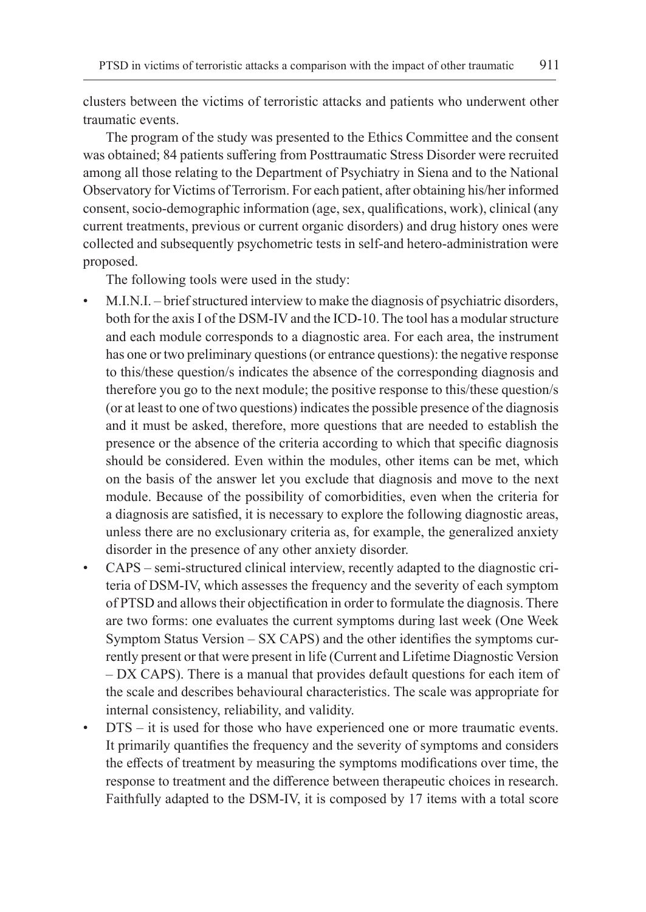clusters between the victims of terroristic attacks and patients who underwent other traumatic events.

The program of the study was presented to the Ethics Committee and the consent was obtained; 84 patients suffering from Posttraumatic Stress Disorder were recruited among all those relating to the Department of Psychiatry in Siena and to the National Observatory for Victims of Terrorism. For each patient, after obtaining his/her informed consent, socio-demographic information (age, sex, qualifications, work), clinical (any current treatments, previous or current organic disorders) and drug history ones were collected and subsequently psychometric tests in self-and hetero-administration were proposed.

The following tools were used in the study:

- M.I.N.I. – brief structured interview to make the diagnosis of psychiatric disorders, both for the axis I of the DSM-IV and the ICD-10. The tool has a modular structure and each module corresponds to a diagnostic area. For each area, the instrument has one or two preliminary questions (or entrance questions): the negative response to this/these question/s indicates the absence of the corresponding diagnosis and therefore you go to the next module; the positive response to this/these question/s (or at least to one of two questions) indicates the possible presence of the diagnosis and it must be asked, therefore, more questions that are needed to establish the presence or the absence of the criteria according to which that specific diagnosis should be considered. Even within the modules, other items can be met, which on the basis of the answer let you exclude that diagnosis and move to the next module. Because of the possibility of comorbidities, even when the criteria for a diagnosis are satisfied, it is necessary to explore the following diagnostic areas, unless there are no exclusionary criteria as, for example, the generalized anxiety disorder in the presence of any other anxiety disorder.
- CAPS – semi-structured clinical interview, recently adapted to the diagnostic criteria of DSM-IV, which assesses the frequency and the severity of each symptom of PTSD and allows their objectification in order to formulate the diagnosis. There are two forms: one evaluates the current symptoms during last week (One Week Symptom Status Version – SX CAPS) and the other identifies the symptoms currently present or that were present in life (Current and Lifetime Diagnostic Version – DX CAPS). There is a manual that provides default questions for each item of the scale and describes behavioural characteristics. The scale was appropriate for internal consistency, reliability, and validity.
- DTS – it is used for those who have experienced one or more traumatic events. It primarily quantifies the frequency and the severity of symptoms and considers the effects of treatment by measuring the symptoms modifications over time, the response to treatment and the difference between therapeutic choices in research. Faithfully adapted to the DSM-IV, it is composed by 17 items with a total score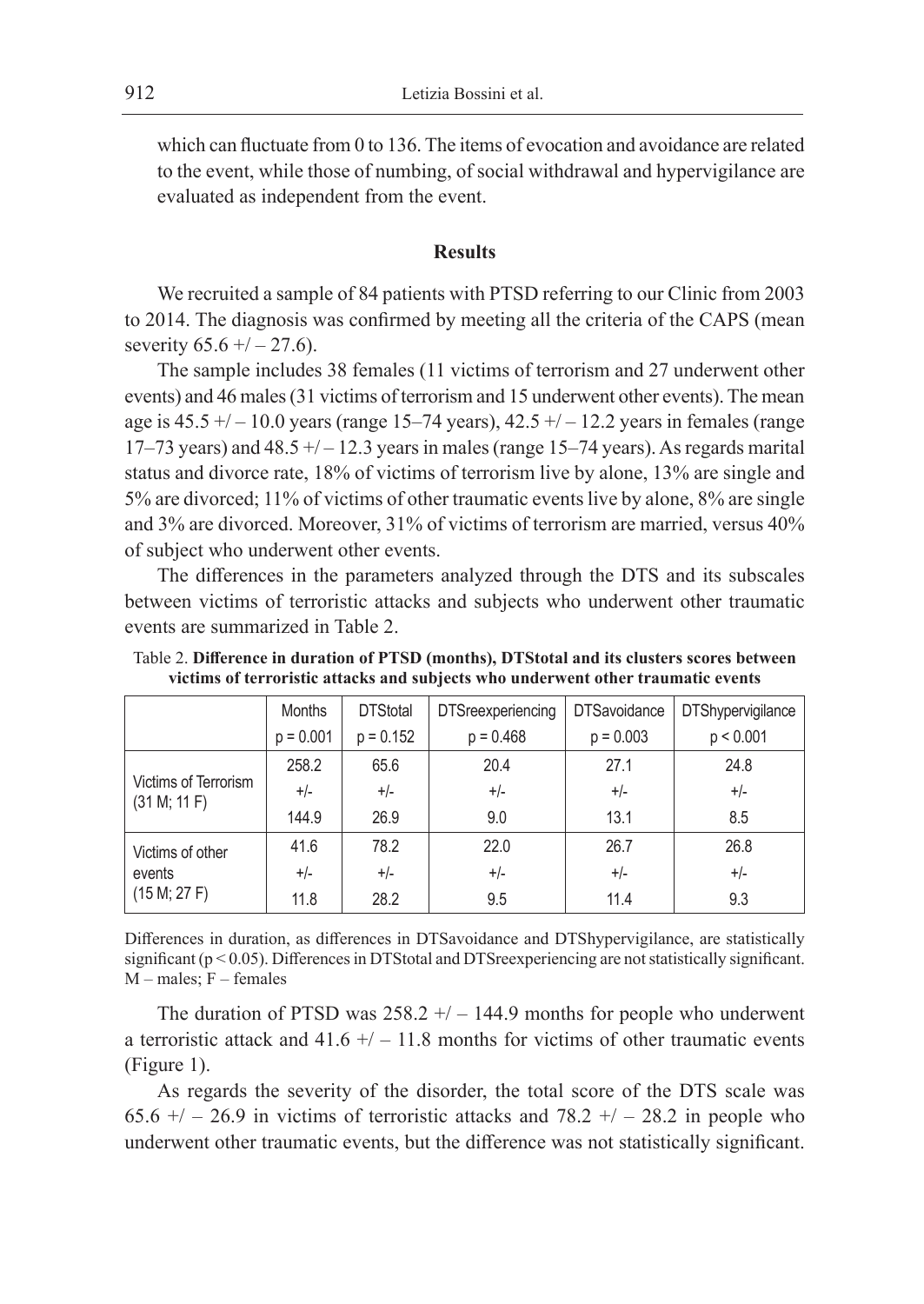which can fluctuate from 0 to 136. The items of evocation and avoidance are related to the event, while those of numbing, of social withdrawal and hypervigilance are evaluated as independent from the event.

## Results

We recruited a sample of 84 patients with PTSD referring to our Clinic from 2003 to 2014. The diagnosis was confirmed by meeting all the criteria of the CAPS (mean severity 65.6 +/ – 27.6).

The sample includes 38 females (11 victims of terrorism and 27 underwent other events) and 46 males (31 victims of terrorism and 15 underwent other events). The mean age is 45.5 +/ – 10.0 years (range 15–74 years), 42.5 +/ – 12.2 years in females (range 17–73 years) and 48.5 +/ – 12.3 years in males (range 15–74 years). As regards marital status and divorce rate, 18% of victims of terrorism live by alone, 13% are single and 5% are divorced; 11% of victims of other traumatic events live by alone, 8% are single and 3% are divorced. Moreover, 31% of victims of terrorism are married, versus 40% of subject who underwent other events.

The differences in the parameters analyzed through the DTS and its subscales between victims of terroristic attacks and subjects who underwent other traumatic events are summarized in Table 2.

Table 2. **Difference in duration of PTSD (months), DTStotal and its clusters scores between victims of terroristic attacks and subjects who underwent other traumatic events**

| | Months | DTStotal | DTSreexperiencing | DTSavoidance | DTShypervigilance |
|---|---|---|---|---|---|
| | $p = 0.001$ | $p = 0.152$ | $p = 0.468$ | $p = 0.003$ | $p < 0.001$ |
| Victims of Terrorism (31 M; 11 F) | 258.2 +/- 144.9 | 65.6 +/- 26.9 | 20.4 +/- 9.0 | 27.1 +/- 13.1 | 24.8 +/- 8.5 |
| Victims of other events (15 M; 27 F) | 41.6 +/- 11.8 | 78.2 +/- 28.2 | 22.0 +/- 9.5 | 26.7 +/- 11.4 | 26.8 +/- 9.3 |

Differences in duration, as differences in DTSavoidance and DTShypervigilance, are statistically significant ($p < 0.05$). Differences in DTStotal and DTSreexperiencing are not statistically significant. M – males; F – females

The duration of PTSD was 258.2 +/ – 144.9 months for people who underwent a terroristic attack and 41.6 +/ – 11.8 months for victims of other traumatic events (Figure 1).

As regards the severity of the disorder, the total score of the DTS scale was 65.6 +/ – 26.9 in victims of terroristic attacks and 78.2 +/ – 28.2 in people who underwent other traumatic events, but the difference was not statistically significant.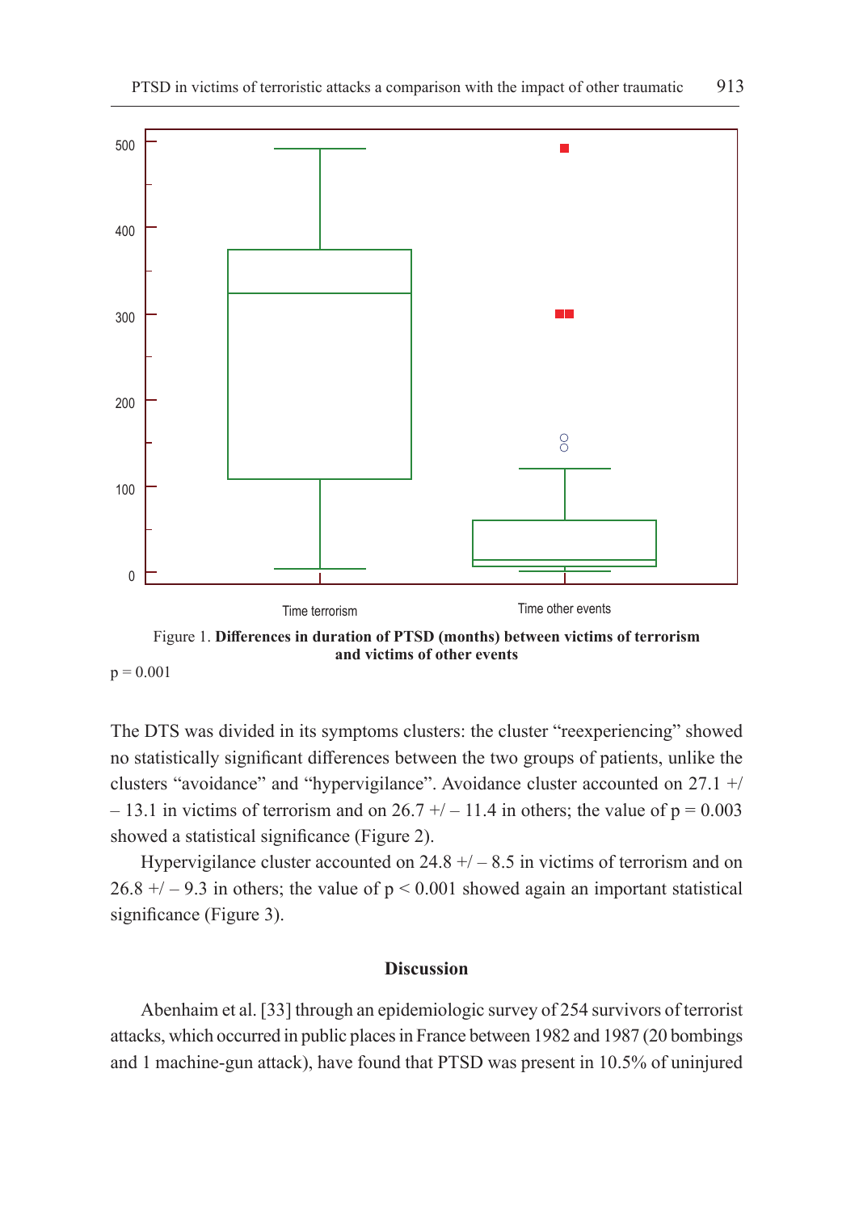Figure 1. **Differences in duration of PTSD (months) between victims of terrorism and victims of other events**

$p = 0.001$

The DTS was divided in its symptoms clusters: the cluster "reexperiencing" showed no statistically significant differences between the two groups of patients, unlike the clusters "avoidance" and "hypervigilance". Avoidance cluster accounted on 27.1 +/ – 13.1 in victims of terrorism and on 26.7 +/ – 11.4 in others; the value of $p = 0.003$ showed a statistical significance (Figure 2).

Hypervigilance cluster accounted on 24.8 +/ – 8.5 in victims of terrorism and on 26.8 +/ – 9.3 in others; the value of $p < 0.001$ showed again an important statistical significance (Figure 3).

## Discussion

Abenhaim et al. [33] through an epidemiologic survey of 254 survivors of terrorist attacks, which occurred in public places in France between 1982 and 1987 (20 bombings and 1 machine-gun attack), have found that PTSD was present in 10.5% of uninjured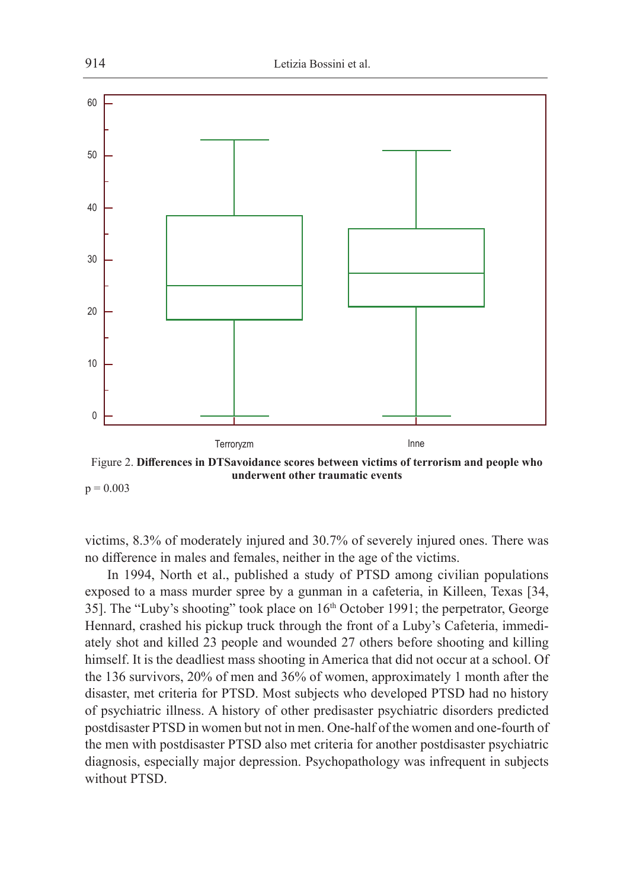Figure 2. **Differences in DTSavoidance scores between victims of terrorism and people who underwent other traumatic events**

p = 0.003

victims, 8.3% of moderately injured and 30.7% of severely injured ones. There was no difference in males and females, neither in the age of the victims.

In 1994, North et al., published a study of PTSD among civilian populations exposed to a mass murder spree by a gunman in a cafeteria, in Killeen, Texas [34, 35]. The "Luby's shooting" took place on 16th October 1991; the perpetrator, George Hennard, crashed his pickup truck through the front of a Luby's Cafeteria, immediately shot and killed 23 people and wounded 27 others before shooting and killing himself. It is the deadliest mass shooting in America that did not occur at a school. Of the 136 survivors, 20% of men and 36% of women, approximately 1 month after the disaster, met criteria for PTSD. Most subjects who developed PTSD had no history of psychiatric illness. A history of other predisaster psychiatric disorders predicted postdisaster PTSD in women but not in men. One-half of the women and one-fourth of the men with postdisaster PTSD also met criteria for another postdisaster psychiatric diagnosis, especially major depression. Psychopathology was infrequent in subjects without PTSD.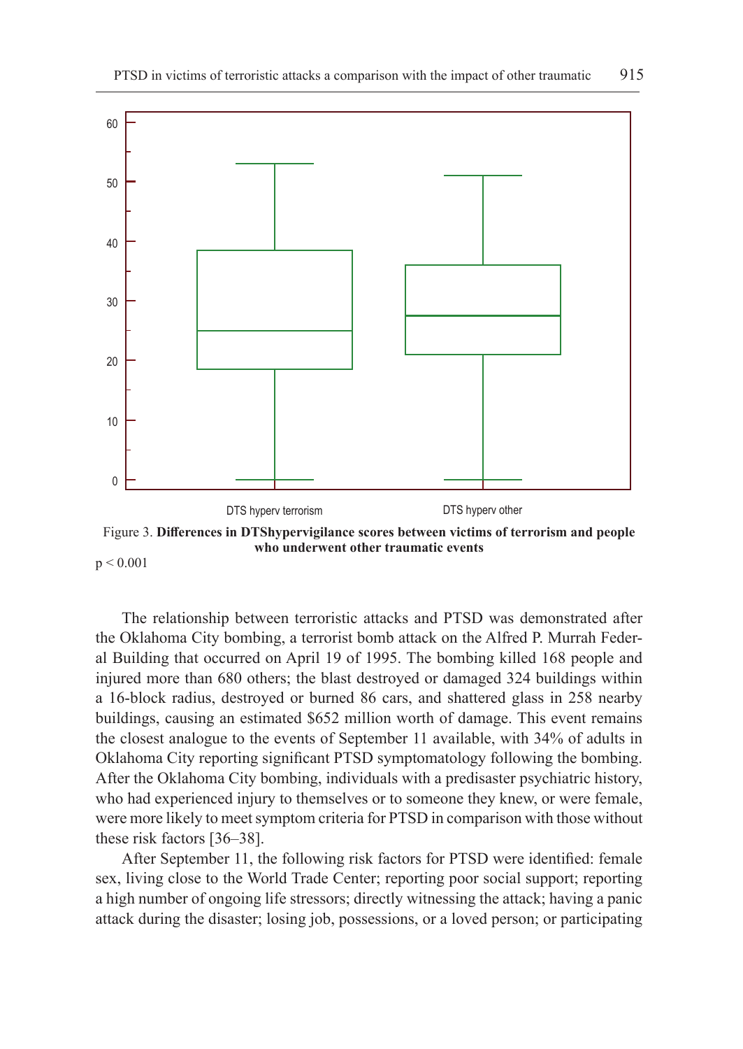Figure 3. **Differences in DTShypervigilance scores between victims of terrorism and people who underwent other traumatic events**

$p < 0.001$

The relationship between terroristic attacks and PTSD was demonstrated after the Oklahoma City bombing, a terrorist bomb attack on the Alfred P. Murrah Federal Building that occurred on April 19 of 1995. The bombing killed 168 people and injured more than 680 others; the blast destroyed or damaged 324 buildings within a 16-block radius, destroyed or burned 86 cars, and shattered glass in 258 nearby buildings, causing an estimated $652 million worth of damage. This event remains the closest analogue to the events of September 11 available, with 34% of adults in Oklahoma City reporting significant PTSD symptomatology following the bombing. After the Oklahoma City bombing, individuals with a predisaster psychiatric history, who had experienced injury to themselves or to someone they knew, or were female, were more likely to meet symptom criteria for PTSD in comparison with those without these risk factors [36–38].

After September 11, the following risk factors for PTSD were identified: female sex, living close to the World Trade Center; reporting poor social support; reporting a high number of ongoing life stressors; directly witnessing the attack; having a panic attack during the disaster; losing job, possessions, or a loved person; or participating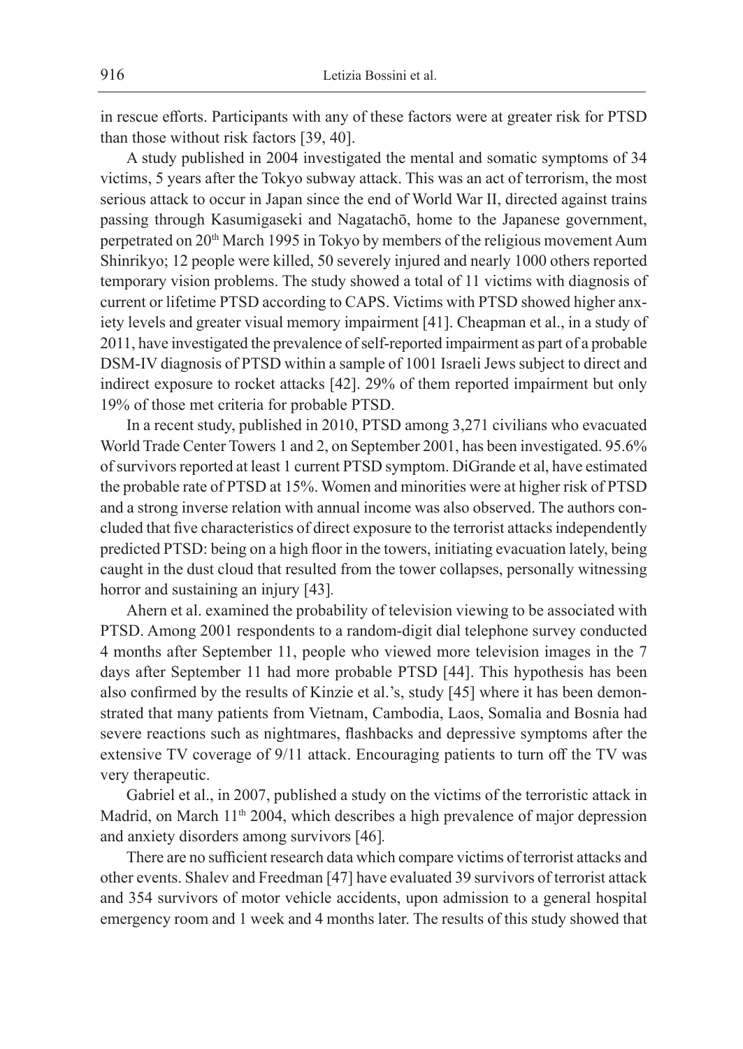in rescue efforts. Participants with any of these factors were at greater risk for PTSD than those without risk factors [39, 40].

A study published in 2004 investigated the mental and somatic symptoms of 34 victims, 5 years after the Tokyo subway attack. This was an act of terrorism, the most serious attack to occur in Japan since the end of World War II, directed against trains passing through Kasumigaseki and Nagatachō, home to the Japanese government, perpetrated on 20th March 1995 in Tokyo by members of the religious movement Aum Shinrikyo; 12 people were killed, 50 severely injured and nearly 1000 others reported temporary vision problems. The study showed a total of 11 victims with diagnosis of current or lifetime PTSD according to CAPS. Victims with PTSD showed higher anxiety levels and greater visual memory impairment [41]. Cheapman et al., in a study of 2011, have investigated the prevalence of self-reported impairment as part of a probable DSM-IV diagnosis of PTSD within a sample of 1001 Israeli Jews subject to direct and indirect exposure to rocket attacks [42]. 29% of them reported impairment but only 19% of those met criteria for probable PTSD.

In a recent study, published in 2010, PTSD among 3,271 civilians who evacuated World Trade Center Towers 1 and 2, on September 2001, has been investigated. 95.6% of survivors reported at least 1 current PTSD symptom. DiGrande et al, have estimated the probable rate of PTSD at 15%. Women and minorities were at higher risk of PTSD and a strong inverse relation with annual income was also observed. The authors concluded that five characteristics of direct exposure to the terrorist attacks independently predicted PTSD: being on a high floor in the towers, initiating evacuation lately, being caught in the dust cloud that resulted from the tower collapses, personally witnessing horror and sustaining an injury [43].

Ahern et al. examined the probability of television viewing to be associated with PTSD. Among 2001 respondents to a random-digit dial telephone survey conducted 4 months after September 11, people who viewed more television images in the 7 days after September 11 had more probable PTSD [44]. This hypothesis has been also confirmed by the results of Kinzie et al.'s, study [45] where it has been demonstrated that many patients from Vietnam, Cambodia, Laos, Somalia and Bosnia had severe reactions such as nightmares, flashbacks and depressive symptoms after the extensive TV coverage of 9/11 attack. Encouraging patients to turn off the TV was very therapeutic.

Gabriel et al., in 2007, published a study on the victims of the terroristic attack in Madrid, on March 11th 2004, which describes a high prevalence of major depression and anxiety disorders among survivors [46].

There are no sufficient research data which compare victims of terrorist attacks and other events. Shalev and Freedman [47] have evaluated 39 survivors of terrorist attack and 354 survivors of motor vehicle accidents, upon admission to a general hospital emergency room and 1 week and 4 months later. The results of this study showed that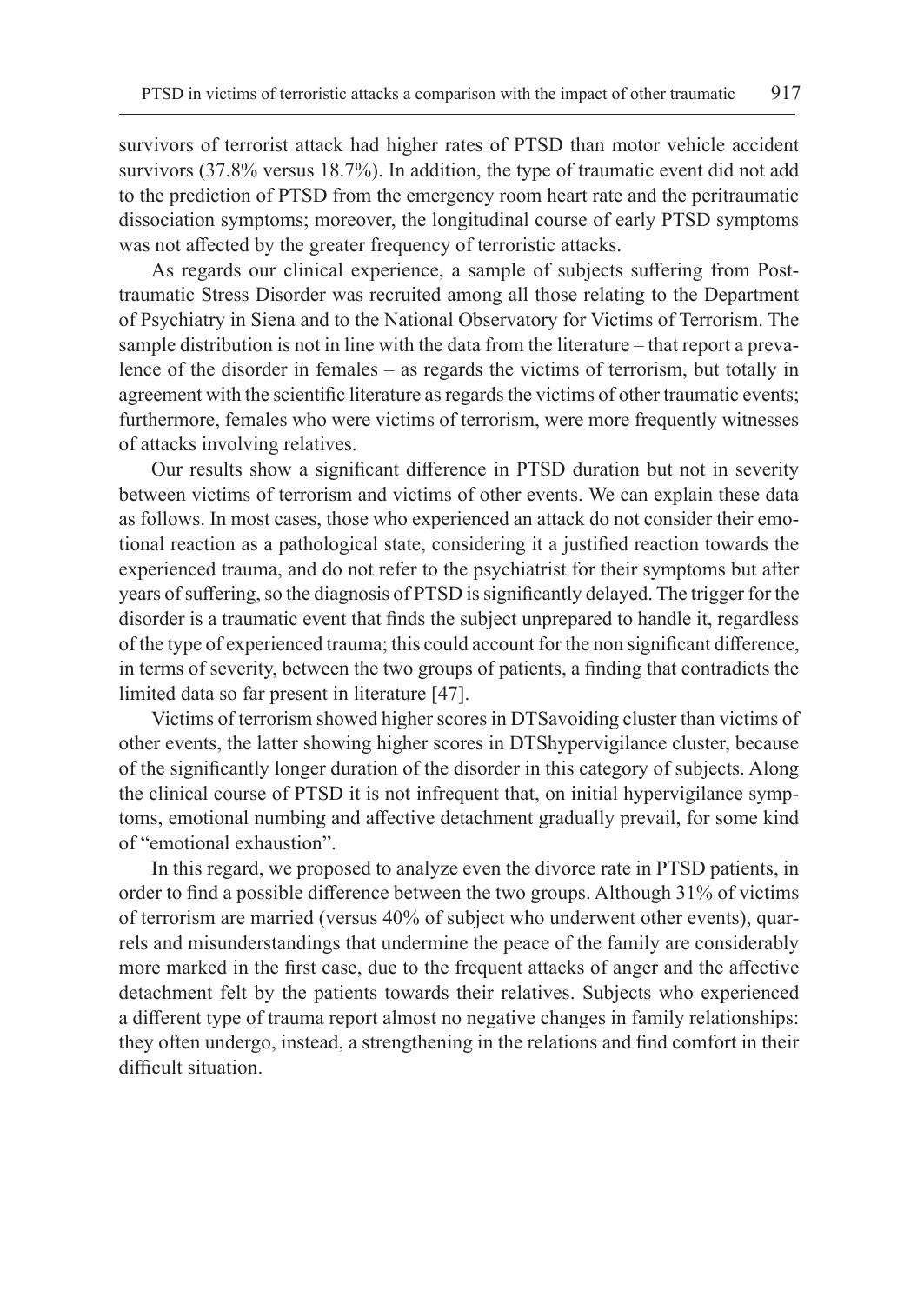survivors of terrorist attack had higher rates of PTSD than motor vehicle accident survivors (37.8% versus 18.7%). In addition, the type of traumatic event did not add to the prediction of PTSD from the emergency room heart rate and the peritraumatic dissociation symptoms; moreover, the longitudinal course of early PTSD symptoms was not affected by the greater frequency of terroristic attacks.

As regards our clinical experience, a sample of subjects suffering from Posttraumatic Stress Disorder was recruited among all those relating to the Department of Psychiatry in Siena and to the National Observatory for Victims of Terrorism. The sample distribution is not in line with the data from the literature – that report a prevalence of the disorder in females – as regards the victims of terrorism, but totally in agreement with the scientific literature as regards the victims of other traumatic events; furthermore, females who were victims of terrorism, were more frequently witnesses of attacks involving relatives.

Our results show a significant difference in PTSD duration but not in severity between victims of terrorism and victims of other events. We can explain these data as follows. In most cases, those who experienced an attack do not consider their emotional reaction as a pathological state, considering it a justified reaction towards the experienced trauma, and do not refer to the psychiatrist for their symptoms but after years of suffering, so the diagnosis of PTSD is significantly delayed. The trigger for the disorder is a traumatic event that finds the subject unprepared to handle it, regardless of the type of experienced trauma; this could account for the non significant difference, in terms of severity, between the two groups of patients, a finding that contradicts the limited data so far present in literature [47].

Victims of terrorism showed higher scores in DTSavoiding cluster than victims of other events, the latter showing higher scores in DTShypervigilance cluster, because of the significantly longer duration of the disorder in this category of subjects. Along the clinical course of PTSD it is not infrequent that, on initial hypervigilance symptoms, emotional numbing and affective detachment gradually prevail, for some kind of "emotional exhaustion".

In this regard, we proposed to analyze even the divorce rate in PTSD patients, in order to find a possible difference between the two groups. Although 31% of victims of terrorism are married (versus 40% of subject who underwent other events), quarrels and misunderstandings that undermine the peace of the family are considerably more marked in the first case, due to the frequent attacks of anger and the affective detachment felt by the patients towards their relatives. Subjects who experienced a different type of trauma report almost no negative changes in family relationships: they often undergo, instead, a strengthening in the relations and find comfort in their difficult situation.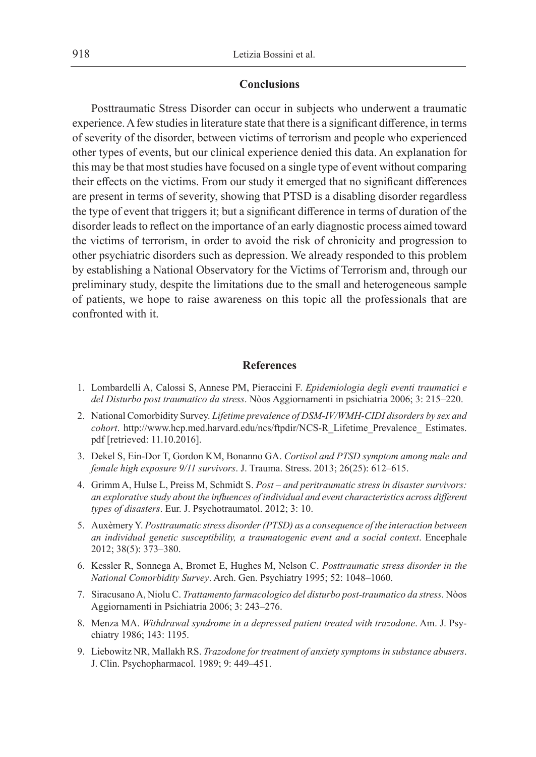## Conclusions

Posttraumatic Stress Disorder can occur in subjects who underwent a traumatic experience. A few studies in literature state that there is a significant difference, in terms of severity of the disorder, between victims of terrorism and people who experienced other types of events, but our clinical experience denied this data. An explanation for this may be that most studies have focused on a single type of event without comparing their effects on the victims. From our study it emerged that no significant differences are present in terms of severity, showing that PTSD is a disabling disorder regardless the type of event that triggers it; but a significant difference in terms of duration of the disorder leads to reflect on the importance of an early diagnostic process aimed toward the victims of terrorism, in order to avoid the risk of chronicity and progression to other psychiatric disorders such as depression. We already responded to this problem by establishing a National Observatory for the Victims of Terrorism and, through our preliminary study, despite the limitations due to the small and heterogeneous sample of patients, we hope to raise awareness on this topic all the professionals that are confronted with it.

## References

1. Lombardelli A, Calossi S, Annese PM, Pieraccini F. *Epidemiologia degli eventi traumatici e del Disturbo post traumatico da stress*. Nòos Aggiornamenti in psichiatria 2006; 3: 215–220.
2. National Comorbidity Survey. *Lifetime prevalence of DSM-IV/WMH-CIDI disorders by sex and cohort*. http://www.hcp.med.harvard.edu/ncs/ftpdir/NCS-R_Lifetime_Prevalence_ Estimates.pdf [retrieved: 11.10.2016].
3. Dekel S, Ein-Dor T, Gordon KM, Bonanno GA. *Cortisol and PTSD symptom among male and female high exposure 9/11 survivors*. J. Trauma. Stress. 2013; 26(25): 612–615.
4. Grimm A, Hulse L, Preiss M, Schmidt S. *Post – and peritraumatic stress in disaster survivors: an explorative study about the influences of individual and event characteristics across different types of disasters*. Eur. J. Psychotraumatol. 2012; 3: 10.
5. Auxèmery Y. *Posttraumatic stress disorder (PTSD) as a consequence of the interaction between an individual genetic susceptibility, a traumatogenic event and a social context*. Encephale 2012; 38(5): 373–380.
6. Kessler R, Sonnega A, Bromet E, Hughes M, Nelson C. *Posttraumatic stress disorder in the National Comorbidity Survey*. Arch. Gen. Psychiatry 1995; 52: 1048–1060.
7. Siracusano A, Niolu C. *Trattamento farmacologico del disturbo post-traumatico da stress*. Nòos Aggiornamenti in Psichiatria 2006; 3: 243–276.
8. Menza MA. *Withdrawal syndrome in a depressed patient treated with trazodone*. Am. J. Psychiatry 1986; 143: 1195.
9. Liebowitz NR, Mallakh RS. *Trazodone for treatment of anxiety symptoms in substance abusers*. J. Clin. Psychopharmacol. 1989; 9: 449–451.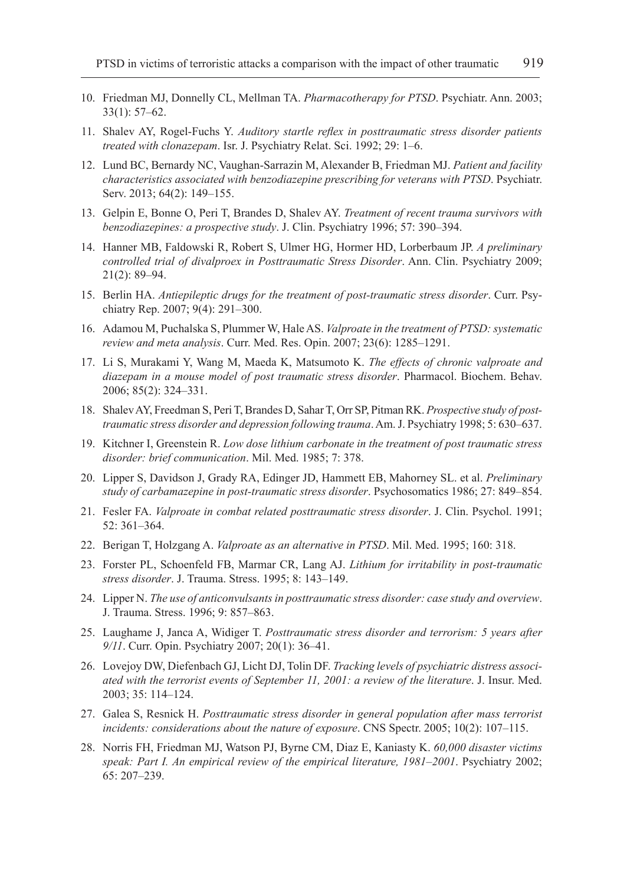10. Friedman MJ, Donnelly CL, Mellman TA. *Pharmacotherapy for PTSD*. Psychiatr. Ann. 2003; 33(1): 57–62.
11. Shalev AY, Rogel-Fuchs Y. *Auditory startle reflex in posttraumatic stress disorder patients treated with clonazepam*. Isr. J. Psychiatry Relat. Sci. 1992; 29: 1–6.
12. Lund BC, Bernardy NC, Vaughan-Sarrazin M, Alexander B, Friedman MJ. *Patient and facility characteristics associated with benzodiazepine prescribing for veterans with PTSD*. Psychiatr. Serv. 2013; 64(2): 149–155.
13. Gelpin E, Bonne O, Peri T, Brandes D, Shalev AY. *Treatment of recent trauma survivors with benzodiazepines: a prospective study*. J. Clin. Psychiatry 1996; 57: 390–394.
14. Hanner MB, Faldowski R, Robert S, Ulmer HG, Hormer HD, Lorberbaum JP. *A preliminary controlled trial of divalproex in Posttraumatic Stress Disorder*. Ann. Clin. Psychiatry 2009; 21(2): 89–94.
15. Berlin HA. *Antiepileptic drugs for the treatment of post-traumatic stress disorder*. Curr. Psychiatry Rep. 2007; 9(4): 291–300.
16. Adamou M, Puchalska S, Plummer W, Hale AS. *Valproate in the treatment of PTSD: systematic review and meta analysis*. Curr. Med. Res. Opin. 2007; 23(6): 1285–1291.
17. Li S, Murakami Y, Wang M, Maeda K, Matsumoto K. *The effects of chronic valproate and diazepam in a mouse model of post traumatic stress disorder*. Pharmacol. Biochem. Behav. 2006; 85(2): 324–331.
18. Shalev AY, Freedman S, Peri T, Brandes D, Sahar T, Orr SP, Pitman RK. *Prospective study of posttraumatic stress disorder and depression following trauma*. Am. J. Psychiatry 1998; 5: 630–637.
19. Kitchner I, Greenstein R. *Low dose lithium carbonate in the treatment of post traumatic stress disorder: brief communication*. Mil. Med. 1985; 7: 378.
20. Lipper S, Davidson J, Grady RA, Edinger JD, Hammett EB, Mahorney SL. et al. *Preliminary study of carbamazepine in post-traumatic stress disorder*. Psychosomatics 1986; 27: 849–854.
21. Fesler FA. *Valproate in combat related posttraumatic stress disorder*. J. Clin. Psychol. 1991; 52: 361–364.
22. Berigan T, Holzgang A. *Valproate as an alternative in PTSD*. Mil. Med. 1995; 160: 318.
23. Forster PL, Schoenfeld FB, Marmar CR, Lang AJ. *Lithium for irritability in post-traumatic stress disorder*. J. Trauma. Stress. 1995; 8: 143–149.
24. Lipper N. *The use of anticonvulsants in posttraumatic stress disorder: case study and overview*. J. Trauma. Stress. 1996; 9: 857–863.
25. Laughame J, Janca A, Widiger T. *Posttraumatic stress disorder and terrorism: 5 years after 9/11*. Curr. Opin. Psychiatry 2007; 20(1): 36–41.
26. Lovejoy DW, Diefenbach GJ, Licht DJ, Tolin DF. *Tracking levels of psychiatric distress associated with the terrorist events of September 11, 2001: a review of the literature*. J. Insur. Med. 2003; 35: 114–124.
27. Galea S, Resnick H. *Posttraumatic stress disorder in general population after mass terrorist incidents: considerations about the nature of exposure*. CNS Spectr. 2005; 10(2): 107–115.
28. Norris FH, Friedman MJ, Watson PJ, Byrne CM, Diaz E, Kaniasty K. *60,000 disaster victims speak: Part I. An empirical review of the empirical literature, 1981–2001*. Psychiatry 2002; 65: 207–239.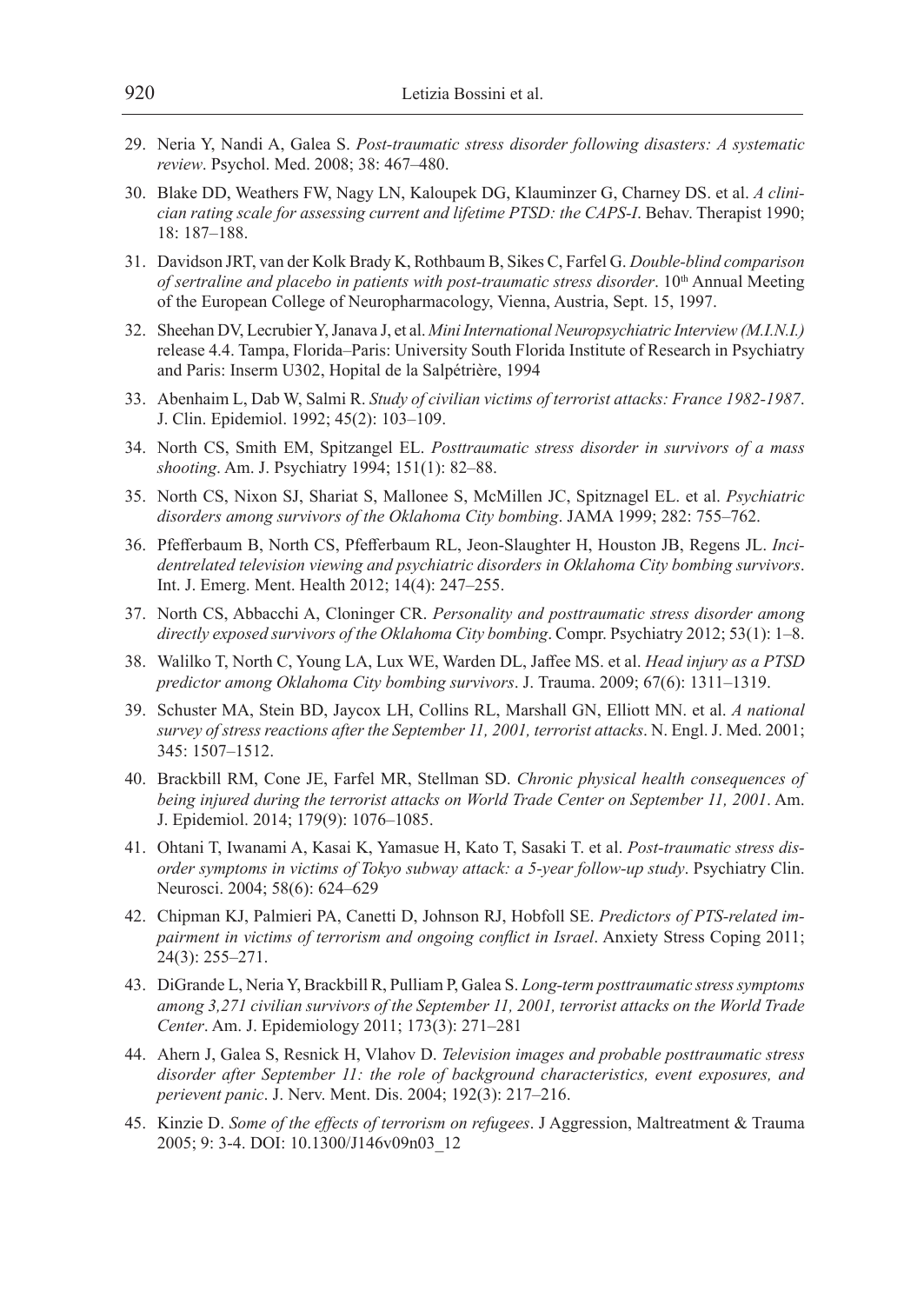29. Neria Y, Nandi A, Galea S. *Post-traumatic stress disorder following disasters: A systematic review*. Psychol. Med. 2008; 38: 467–480.

30. Blake DD, Weathers FW, Nagy LN, Kaloupek DG, Klauminzer G, Charney DS. et al. *A clinician rating scale for assessing current and lifetime PTSD: the CAPS-I*. Behav. Therapist 1990; 18: 187–188.

31. Davidson JRT, van der Kolk Brady K, Rothbaum B, Sikes C, Farfel G. *Double-blind comparison of sertraline and placebo in patients with post-traumatic stress disorder*. 10th Annual Meeting of the European College of Neuropharmacology, Vienna, Austria, Sept. 15, 1997.

32. Sheehan DV, Lecrubier Y, Janava J, et al. *Mini International Neuropsychiatric Interview (M.I.N.I.)* release 4.4. Tampa, Florida–Paris: University South Florida Institute of Research in Psychiatry and Paris: Inserm U302, Hopital de la Salpétrière, 1994

33. Abenhaim L, Dab W, Salmi R. *Study of civilian victims of terrorist attacks: France 1982-1987*. J. Clin. Epidemiol. 1992; 45(2): 103–109.

34. North CS, Smith EM, Spitzangel EL. *Posttraumatic stress disorder in survivors of a mass shooting*. Am. J. Psychiatry 1994; 151(1): 82–88.

35. North CS, Nixon SJ, Shariat S, Mallonee S, McMillen JC, Spitznagel EL. et al. *Psychiatric disorders among survivors of the Oklahoma City bombing*. JAMA 1999; 282: 755–762.

36. Pfefferbaum B, North CS, Pfefferbaum RL, Jeon-Slaughter H, Houston JB, Regens JL. *Incidentrelated television viewing and psychiatric disorders in Oklahoma City bombing survivors*. Int. J. Emerg. Ment. Health 2012; 14(4): 247–255.

37. North CS, Abbacchi A, Cloninger CR. *Personality and posttraumatic stress disorder among directly exposed survivors of the Oklahoma City bombing*. Compr. Psychiatry 2012; 53(1): 1–8.

38. Walilko T, North C, Young LA, Lux WE, Warden DL, Jaffee MS. et al. *Head injury as a PTSD predictor among Oklahoma City bombing survivors*. J. Trauma. 2009; 67(6): 1311–1319.

39. Schuster MA, Stein BD, Jaycox LH, Collins RL, Marshall GN, Elliott MN. et al. *A national survey of stress reactions after the September 11, 2001, terrorist attacks*. N. Engl. J. Med. 2001; 345: 1507–1512.

40. Brackbill RM, Cone JE, Farfel MR, Stellman SD. *Chronic physical health consequences of being injured during the terrorist attacks on World Trade Center on September 11, 2001*. Am. J. Epidemiol. 2014; 179(9): 1076–1085.

41. Ohtani T, Iwanami A, Kasai K, Yamasue H, Kato T, Sasaki T. et al. *Post-traumatic stress disorder symptoms in victims of Tokyo subway attack: a 5-year follow-up study*. Psychiatry Clin. Neurosci. 2004; 58(6): 624–629

42. Chipman KJ, Palmieri PA, Canetti D, Johnson RJ, Hobfoll SE. *Predictors of PTS-related impairment in victims of terrorism and ongoing conflict in Israel*. Anxiety Stress Coping 2011; 24(3): 255–271.

43. DiGrande L, Neria Y, Brackbill R, Pulliam P, Galea S. *Long-term posttraumatic stress symptoms among 3,271 civilian survivors of the September 11, 2001, terrorist attacks on the World Trade Center*. Am. J. Epidemiology 2011; 173(3): 271–281

44. Ahern J, Galea S, Resnick H, Vlahov D. *Television images and probable posttraumatic stress disorder after September 11: the role of background characteristics, event exposures, and perievent panic*. J. Nerv. Ment. Dis. 2004; 192(3): 217–216.

45. Kinzie D. *Some of the effects of terrorism on refugees*. J Aggression, Maltreatment & Trauma 2005; 9: 3-4. DOI: 10.1300/J146v09n03_12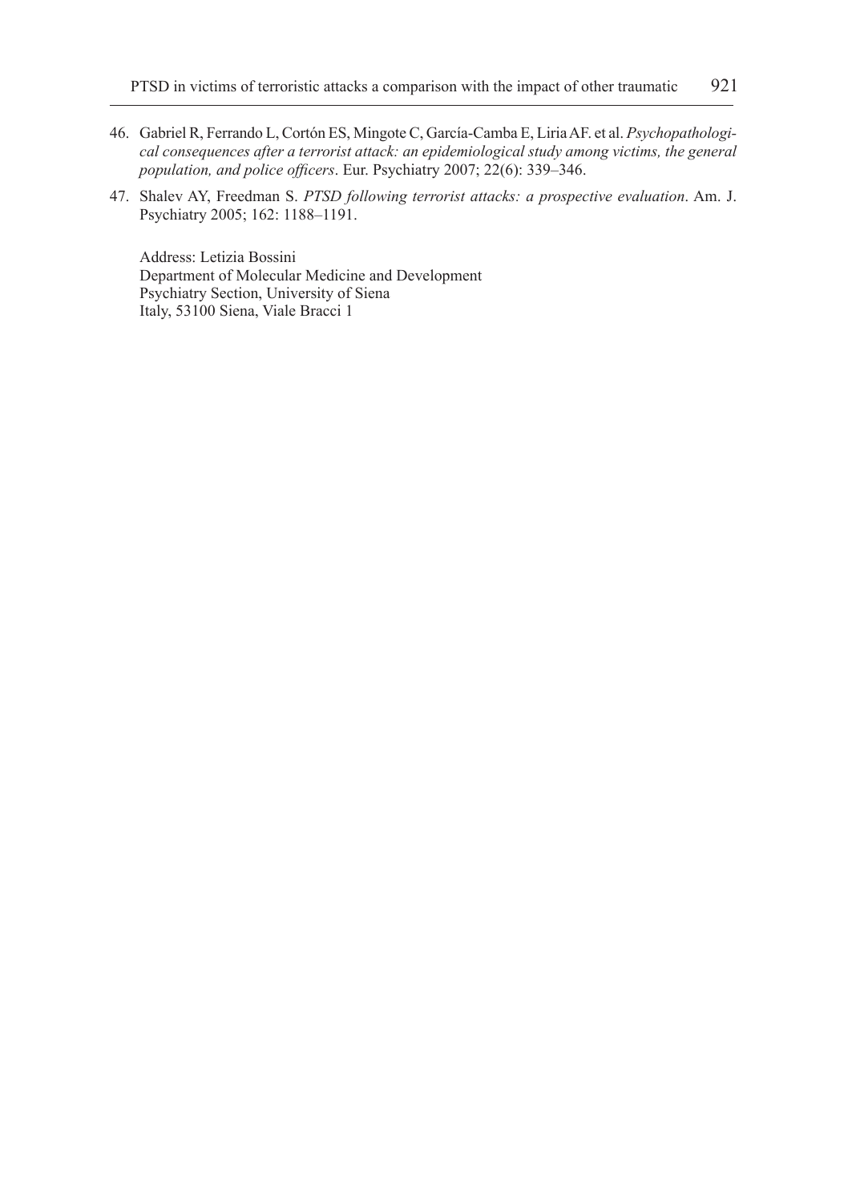46. Gabriel R, Ferrando L, Cortón ES, Mingote C, García-Camba E, Liria AF. et al. *Psychopathological consequences after a terrorist attack: an epidemiological study among victims, the general population, and police officers*. Eur. Psychiatry 2007; 22(6): 339–346.

47. Shalev AY, Freedman S. *PTSD following terrorist attacks: a prospective evaluation*. Am. J. Psychiatry 2005; 162: 1188–1191.

Address: Letizia Bossini
Department of Molecular Medicine and Development
Psychiatry Section, University of Siena
Italy, 53100 Siena, Viale Bracci 1